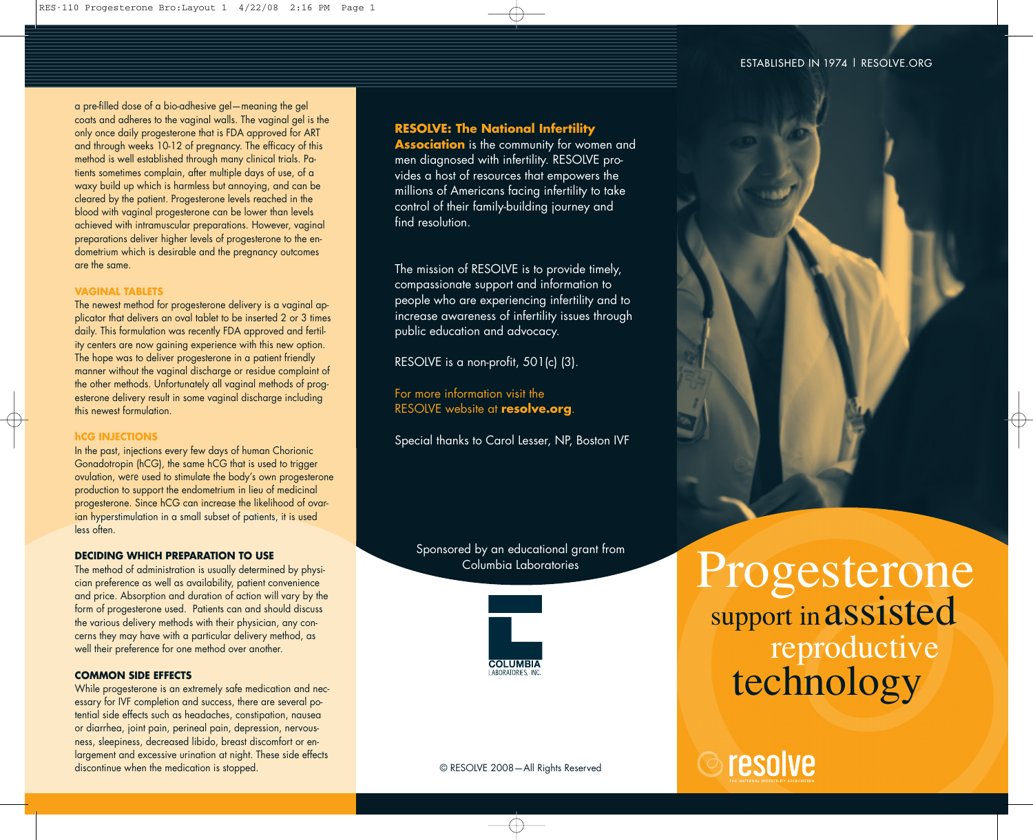a pre-filled dose of a bio-adhesive gel—meaning the gel coats and adheres to the vaginal walls. The vaginal gel is the only once daily progesterone that is FDA approved for ART and through weeks 10-12 of pregnancy. The efficacy of this method is well established through many clinical trials. Patients sometimes complain, after multiple days of use, of a waxy build up which is harmless but annoying, and can be cleared by the patient. Progesterone levels reached in the blood with vaginal progesterone can be lower than levels achieved with intramuscular preparations. However, vaginal preparations deliver higher levels of progesterone to the endometrium which is desirable and the pregnancy outcomes are the same.

### VAGINAL TABLETS

The newest method for progesterone delivery is a vaginal applicator that delivers an oval tablet to be inserted 2 or 3 times daily. This formulation was recently FDA approved and fertility centers are now gaining experience with this new option. The hope was to deliver progesterone in a patient friendly manner without the vaginal discharge or residue complaint of the other methods. Unfortunately all vaginal methods of progesterone delivery result in some vaginal discharge including this newest formulation.

### hCG INJECTIONS

In the past, injections every few days of human Chorionic Gonadotropin (hCG), the same hCG that is used to trigger ovulation, were used to stimulate the body's own progesterone production to support the endometrium in lieu of medicinal progesterone. Since hCG can increase the likelihood of ovarian hyperstimulation in a small subset of patients, it is used less often.

### DECIDING WHICH PREPARATION TO USE

The method of administration is usually determined by physician preference as well as availability, patient convenience and price. Absorption and duration of action will vary by the form of progesterone used. Patients can and should discuss the various delivery methods with their physician, any concerns they may have with a particular delivery method, as well their preference for one method over another.

### COMMON SIDE EFFECTS

While progesterone is an extremely safe medication and necessary for IVF completion and success, there are several potential side effects such as headaches, constipation, nausea or diarrhea, joint pain, perineal pain, depression, nervousness, sleepiness, decreased libido, breast discomfort or enlargement and excessive urination at night. These side effects discontinue when the medication is stopped.

**RESOLVE: The National Infertility Association** is the community for women and men diagnosed with infertility. RESOLVE provides a host of resources that empowers the millions of Americans facing infertility to take control of their family-building journey and find resolution.

The mission of RESOLVE is to provide timely, compassionate support and information to people who are experiencing infertility and to increase awareness of infertility issues through public education and advocacy.

RESOLVE is a non-profit, 501(c) (3).

For more information visit the RESOLVE website at **resolve.org**.

Special thanks to Carol Lesser, NP, Boston IVF

Sponsored by an educational grant from Columbia Laboratories

COLUMBIA LABORATORIES, INC.

© RESOLVE 2008—All Rights Reserved

ESTABLISHED IN 1974 | RESOLVE.ORG

# Progesterone support in assisted reproductive technology

resolve
THE NATIONAL INFERTILITY ASSOCIATION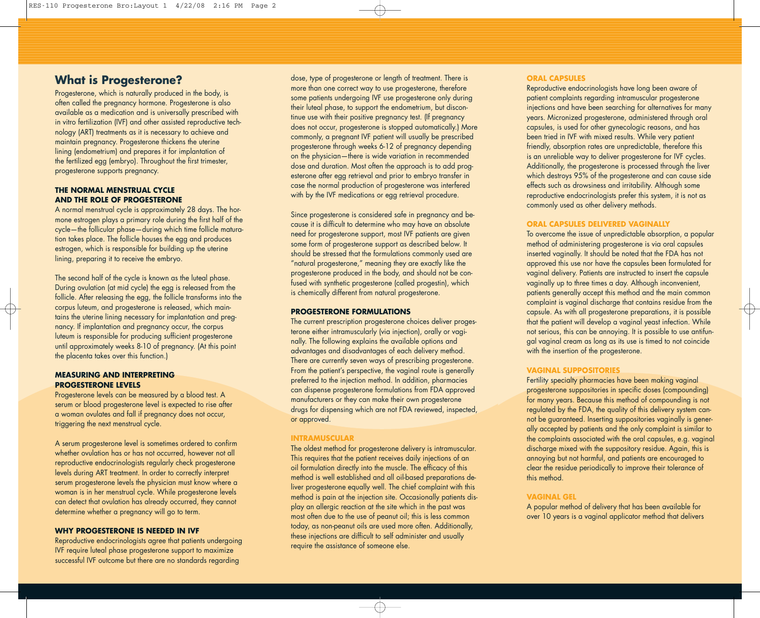## What is Progesterone?

Progesterone, which is naturally produced in the body, is often called the pregnancy hormone. Progesterone is also available as a medication and is universally prescribed with in vitro fertilization (IVF) and other assisted reproductive technology (ART) treatments as it is necessary to achieve and maintain pregnancy. Progesterone thickens the uterine lining (endometrium) and prepares it for implantation of the fertilized egg (embryo). Throughout the first trimester, progesterone supports pregnancy.

### THE NORMAL MENSTRUAL CYCLE AND THE ROLE OF PROGESTERONE

A normal menstrual cycle is approximately 28 days. The hormone estrogen plays a primary role during the first half of the cycle—the follicular phase—during which time follicle maturation takes place. The follicle houses the egg and produces estrogen, which is responsible for building up the uterine lining, preparing it to receive the embryo.

The second half of the cycle is known as the luteal phase. During ovulation (at mid cycle) the egg is released from the follicle. After releasing the egg, the follicle transforms into the corpus luteum, and progesterone is released, which maintains the uterine lining necessary for implantation and pregnancy. If implantation and pregnancy occur, the corpus luteum is responsible for producing sufficient progesterone until approximately weeks 8-10 of pregnancy. (At this point the placenta takes over this function.)

### MEASURING AND INTERPRETING PROGESTERONE LEVELS

Progesterone levels can be measured by a blood test. A serum or blood progesterone level is expected to rise after a woman ovulates and fall if pregnancy does not occur, triggering the next menstrual cycle.

A serum progesterone level is sometimes ordered to confirm whether ovulation has or has not occurred, however not all reproductive endocrinologists regularly check progesterone levels during ART treatment. In order to correctly interpret serum progesterone levels the physician must know where a woman is in her menstrual cycle. While progesterone levels can detect that ovulation has already occurred, they cannot determine whether a pregnancy will go to term.

### WHY PROGESTERONE IS NEEDED IN IVF

Reproductive endocrinologists agree that patients undergoing IVF require luteal phase progesterone support to maximize successful IVF outcome but there are no standards regarding dose, type of progesterone or length of treatment. There is more than one correct way to use progesterone, therefore some patients undergoing IVF use progesterone only during their luteal phase, to support the endometrium, but discontinue use with their positive pregnancy test. (If pregnancy does not occur, progesterone is stopped automatically.) More commonly, a pregnant IVF patient will usually be prescribed progesterone through weeks 6-12 of pregnancy depending on the physician—there is wide variation in recommended dose and duration. Most often the approach is to add progesterone after egg retrieval and prior to embryo transfer in case the normal production of progesterone was interfered with by the IVF medications or egg retrieval procedure.

Since progesterone is considered safe in pregnancy and because it is difficult to determine who may have an absolute need for progesterone support, most IVF patients are given some form of progesterone support as described below. It should be stressed that the formulations commonly used are "natural progesterone," meaning they are exactly like the progesterone produced in the body, and should not be confused with synthetic progesterone (called progestin), which is chemically different from natural progesterone.

### PROGESTERONE FORMULATIONS

The current prescription progesterone choices deliver progesterone either intramuscularly (via injection), orally or vaginally. The following explains the available options and advantages and disadvantages of each delivery method. There are currently seven ways of prescribing progesterone. From the patient's perspective, the vaginal route is generally preferred to the injection method. In addition, pharmacies can dispense progesterone formulations from FDA approved manufacturers or they can make their own progesterone drugs for dispensing which are not FDA reviewed, inspected, or approved.

#### INTRAMUSCULAR

The oldest method for progesterone delivery is intramuscular. This requires that the patient receives daily injections of an oil formulation directly into the muscle. The efficacy of this method is well established and all oil-based preparations deliver progesterone equally well. The chief complaint with this method is pain at the injection site. Occasionally patients display an allergic reaction at the site which in the past was most often due to the use of peanut oil; this is less common today, as non-peanut oils are used more often. Additionally, these injections are difficult to self administer and usually require the assistance of someone else.

#### ORAL CAPSULES

Reproductive endocrinologists have long been aware of patient complaints regarding intramuscular progesterone injections and have been searching for alternatives for many years. Micronized progesterone, administered through oral capsules, is used for other gynecologic reasons, and has been tried in IVF with mixed results. While very patient friendly, absorption rates are unpredictable, therefore this is an unreliable way to deliver progesterone for IVF cycles. Additionally, the progesterone is processed through the liver which destroys 95% of the progesterone and can cause side effects such as drowsiness and irritability. Although some reproductive endocrinologists prefer this system, it is not as commonly used as other delivery methods.

#### ORAL CAPSULES DELIVERED VAGINALLY

To overcome the issue of unpredictable absorption, a popular method of administering progesterone is via oral capsules inserted vaginally. It should be noted that the FDA has not approved this use nor have the capsules been formulated for vaginal delivery. Patients are instructed to insert the capsule vaginally up to three times a day. Although inconvenient, patients generally accept this method and the main common complaint is vaginal discharge that contains residue from the capsule. As with all progesterone preparations, it is possible that the patient will develop a vaginal yeast infection. While not serious, this can be annoying. It is possible to use antifungal vaginal cream as long as its use is timed to not coincide with the insertion of the progesterone.

#### VAGINAL SUPPOSITORIES

Fertility specialty pharmacies have been making vaginal progesterone suppositories in specific doses (compounding) for many years. Because this method of compounding is not regulated by the FDA, the quality of this delivery system cannot be guaranteed. Inserting suppositories vaginally is generally accepted by patients and the only complaint is similar to the complaints associated with the oral capsules, e.g. vaginal discharge mixed with the suppository residue. Again, this is annoying but not harmful, and patients are encouraged to clear the residue periodically to improve their tolerance of this method.

#### VAGINAL GEL

A popular method of delivery that has been available for over 10 years is a vaginal applicator method that delivers